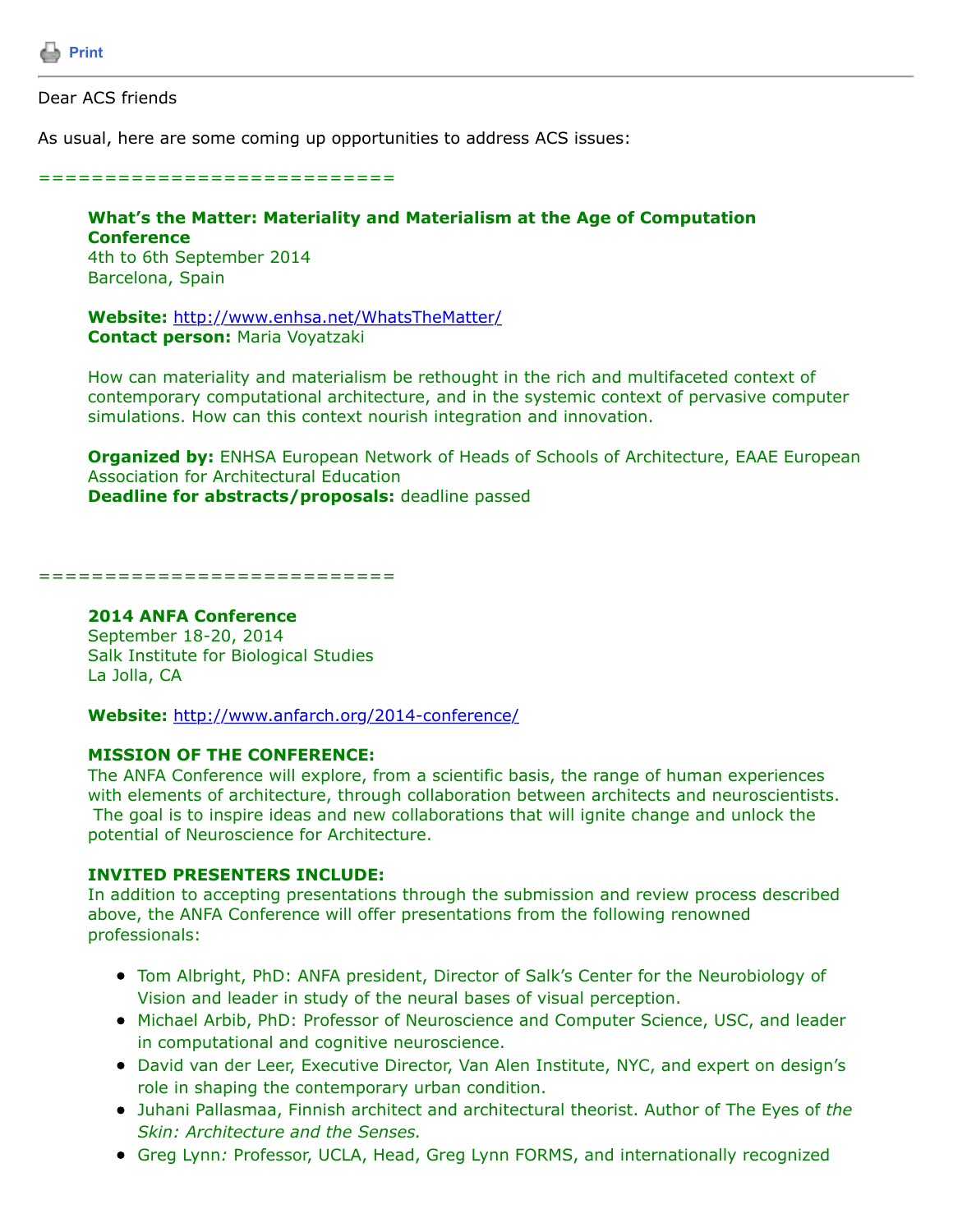Print

---

Dear ACS friends

As usual, here are some coming up opportunities to address ACS issues:

==========================

**What's the Matter: Materiality and Materialism at the Age of Computation Conference**
4th to 6th September 2014
Barcelona, Spain

**Website:** http://www.enhsa.net/WhatsTheMatter/
**Contact person:** Maria Voyatzaki

How can materiality and materialism be rethought in the rich and multifaceted context of contemporary computational architecture, and in the systemic context of pervasive computer simulations. How can this context nourish integration and innovation.

**Organized by:** ENHSA European Network of Heads of Schools of Architecture, EAAE European Association for Architectural Education
**Deadline for abstracts/proposals:** deadline passed

==========================

**2014 ANFA Conference**
September 18-20, 2014
Salk Institute for Biological Studies
La Jolla, CA

**Website:** http://www.anfarch.org/2014-conference/

**MISSION OF THE CONFERENCE:**
The ANFA Conference will explore, from a scientific basis, the range of human experiences with elements of architecture, through collaboration between architects and neuroscientists. The goal is to inspire ideas and new collaborations that will ignite change and unlock the potential of Neuroscience for Architecture.

**INVITED PRESENTERS INCLUDE:**
In addition to accepting presentations through the submission and review process described above, the ANFA Conference will offer presentations from the following renowned professionals:

- Tom Albright, PhD: ANFA president, Director of Salk's Center for the Neurobiology of Vision and leader in study of the neural bases of visual perception.
- Michael Arbib, PhD: Professor of Neuroscience and Computer Science, USC, and leader in computational and cognitive neuroscience.
- David van der Leer, Executive Director, Van Alen Institute, NYC, and expert on design's role in shaping the contemporary urban condition.
- Juhani Pallasmaa, Finnish architect and architectural theorist. Author of The Eyes of *the Skin: Architecture and the Senses.*
- Greg Lynn*:* Professor, UCLA, Head, Greg Lynn FORMS, and internationally recognized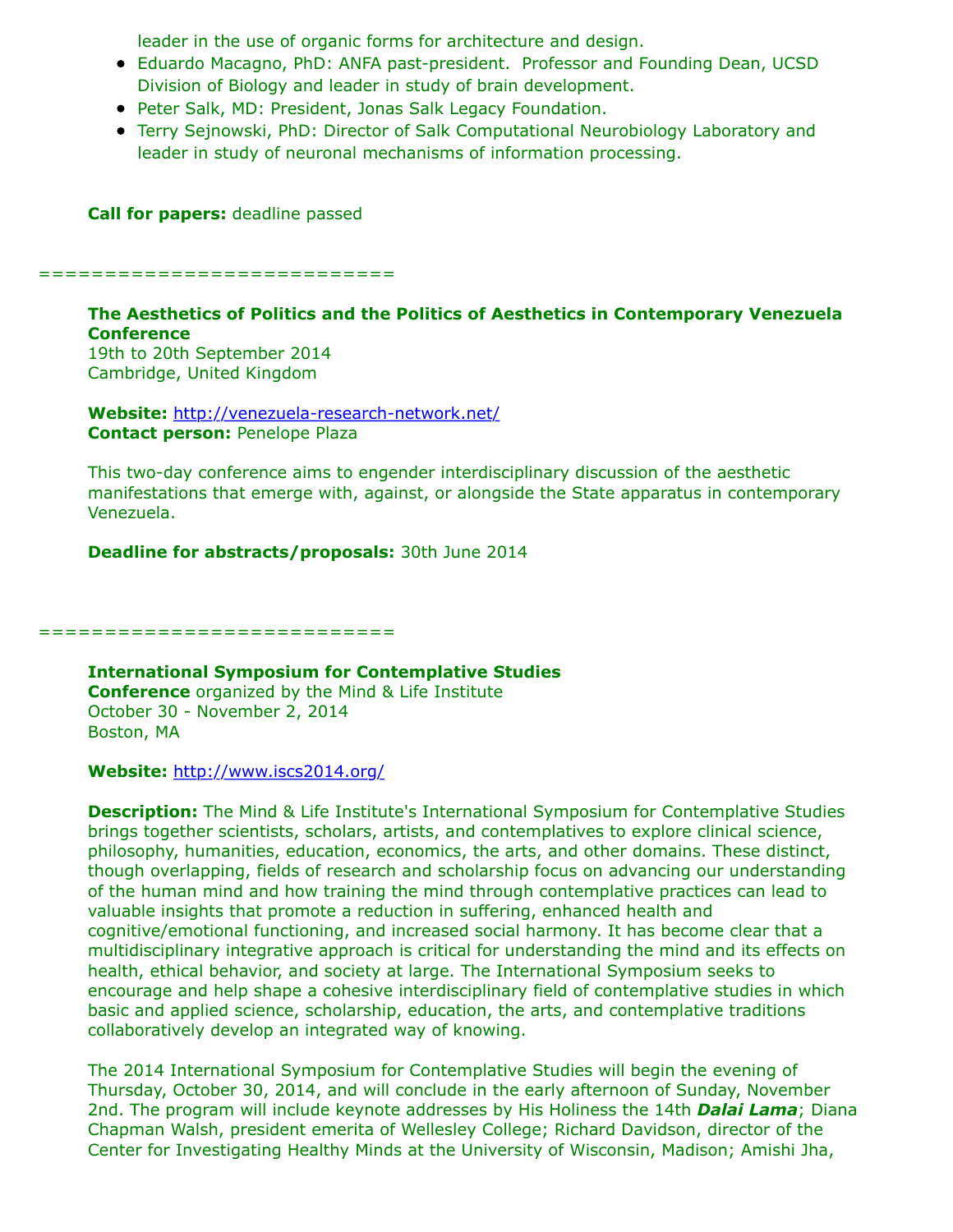leader in the use of organic forms for architecture and design.

- Eduardo Macagno, PhD: ANFA past-president. Professor and Founding Dean, UCSD Division of Biology and leader in study of brain development.
- Peter Salk, MD: President, Jonas Salk Legacy Foundation.
- Terry Sejnowski, PhD: Director of Salk Computational Neurobiology Laboratory and leader in study of neuronal mechanisms of information processing.

**Call for papers:** deadline passed

==========================

**The Aesthetics of Politics and the Politics of Aesthetics in Contemporary Venezuela Conference**
19th to 20th September 2014
Cambridge, United Kingdom

**Website:** http://venezuela-research-network.net/
**Contact person:** Penelope Plaza

This two-day conference aims to engender interdisciplinary discussion of the aesthetic manifestations that emerge with, against, or alongside the State apparatus in contemporary Venezuela.

**Deadline for abstracts/proposals:** 30th June 2014

==========================

**International Symposium for Contemplative Studies**
**Conference** organized by the Mind & Life Institute
October 30 - November 2, 2014
Boston, MA

**Website:** http://www.iscs2014.org/

**Description:** The Mind & Life Institute's International Symposium for Contemplative Studies brings together scientists, scholars, artists, and contemplatives to explore clinical science, philosophy, humanities, education, economics, the arts, and other domains. These distinct, though overlapping, fields of research and scholarship focus on advancing our understanding of the human mind and how training the mind through contemplative practices can lead to valuable insights that promote a reduction in suffering, enhanced health and cognitive/emotional functioning, and increased social harmony. It has become clear that a multidisciplinary integrative approach is critical for understanding the mind and its effects on health, ethical behavior, and society at large. The International Symposium seeks to encourage and help shape a cohesive interdisciplinary field of contemplative studies in which basic and applied science, scholarship, education, the arts, and contemplative traditions collaboratively develop an integrated way of knowing.

The 2014 International Symposium for Contemplative Studies will begin the evening of Thursday, October 30, 2014, and will conclude in the early afternoon of Sunday, November 2nd. The program will include keynote addresses by His Holiness the 14th ***Dalai Lama***; Diana Chapman Walsh, president emerita of Wellesley College; Richard Davidson, director of the Center for Investigating Healthy Minds at the University of Wisconsin, Madison; Amishi Jha,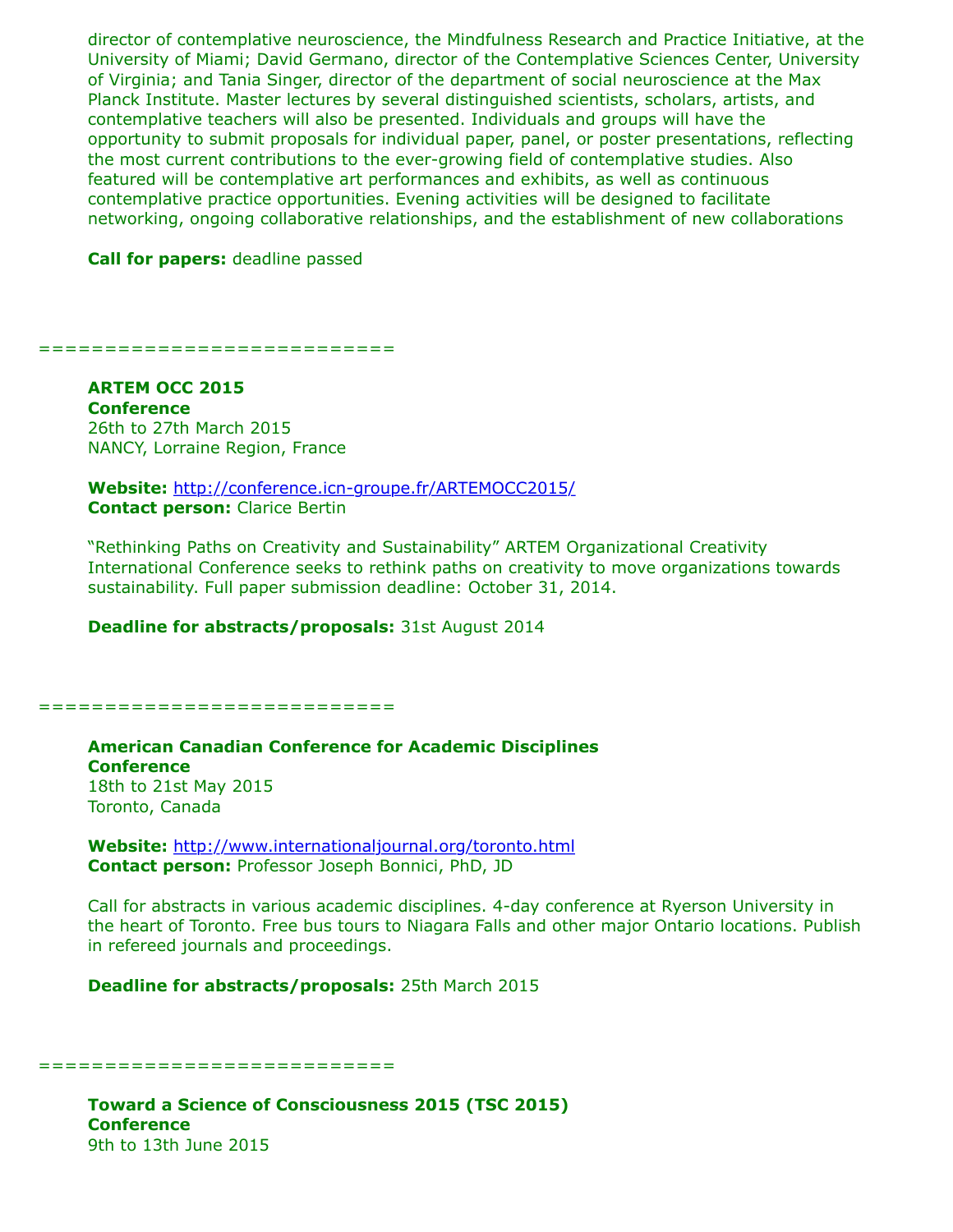director of contemplative neuroscience, the Mindfulness Research and Practice Initiative, at the University of Miami; David Germano, director of the Contemplative Sciences Center, University of Virginia; and Tania Singer, director of the department of social neuroscience at the Max Planck Institute. Master lectures by several distinguished scientists, scholars, artists, and contemplative teachers will also be presented. Individuals and groups will have the opportunity to submit proposals for individual paper, panel, or poster presentations, reflecting the most current contributions to the ever-growing field of contemplative studies. Also featured will be contemplative art performances and exhibits, as well as continuous contemplative practice opportunities. Evening activities will be designed to facilitate networking, ongoing collaborative relationships, and the establishment of new collaborations

**Call for papers:** deadline passed

==========================

**ARTEM OCC 2015**
**Conference**
26th to 27th March 2015
NANCY, Lorraine Region, France

**Website:** http://conference.icn-groupe.fr/ARTEMOCC2015/
**Contact person:** Clarice Bertin

“Rethinking Paths on Creativity and Sustainability” ARTEM Organizational Creativity International Conference seeks to rethink paths on creativity to move organizations towards sustainability. Full paper submission deadline: October 31, 2014.

**Deadline for abstracts/proposals:** 31st August 2014

==========================

**American Canadian Conference for Academic Disciplines**
**Conference**
18th to 21st May 2015
Toronto, Canada

**Website:** http://www.internationaljournal.org/toronto.html
**Contact person:** Professor Joseph Bonnici, PhD, JD

Call for abstracts in various academic disciplines. 4-day conference at Ryerson University in the heart of Toronto. Free bus tours to Niagara Falls and other major Ontario locations. Publish in refereed journals and proceedings.

**Deadline for abstracts/proposals:** 25th March 2015

==========================

**Toward a Science of Consciousness 2015 (TSC 2015)**
**Conference**
9th to 13th June 2015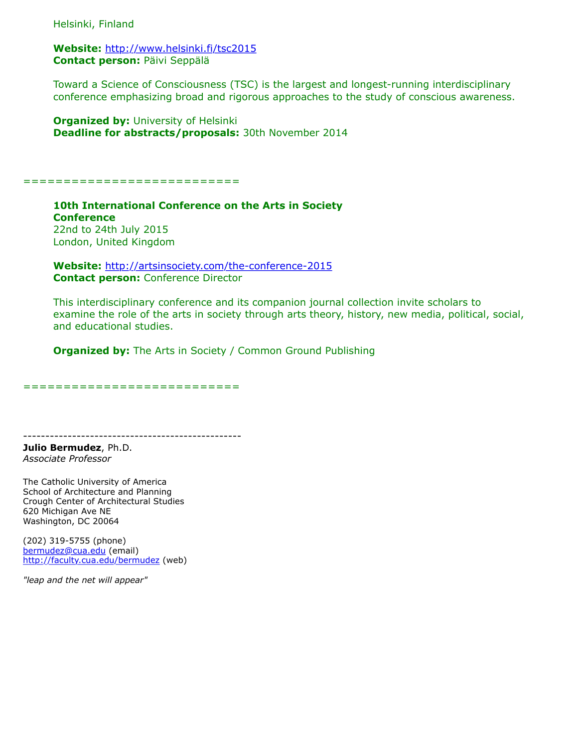Helsinki, Finland

**Website:** http://www.helsinki.fi/tsc2015
**Contact person:** Päivi Seppälä

Toward a Science of Consciousness (TSC) is the largest and longest-running interdisciplinary conference emphasizing broad and rigorous approaches to the study of conscious awareness.

**Organized by:** University of Helsinki
**Deadline for abstracts/proposals:** 30th November 2014

==========================

**10th International Conference on the Arts in Society Conference**
22nd to 24th July 2015
London, United Kingdom

**Website:** http://artsinsociety.com/the-conference-2015
**Contact person:** Conference Director

This interdisciplinary conference and its companion journal collection invite scholars to examine the role of the arts in society through arts theory, history, new media, political, social, and educational studies.

**Organized by:** The Arts in Society / Common Ground Publishing

==========================

------------------------------------------------

**Julio Bermudez**, Ph.D.
*Associate Professor*

The Catholic University of America
School of Architecture and Planning
Crough Center of Architectural Studies
620 Michigan Ave NE
Washington, DC 20064

(202) 319-5755 (phone)
bermudez@cua.edu (email)
http://faculty.cua.edu/bermudez (web)

*"leap and the net will appear"*